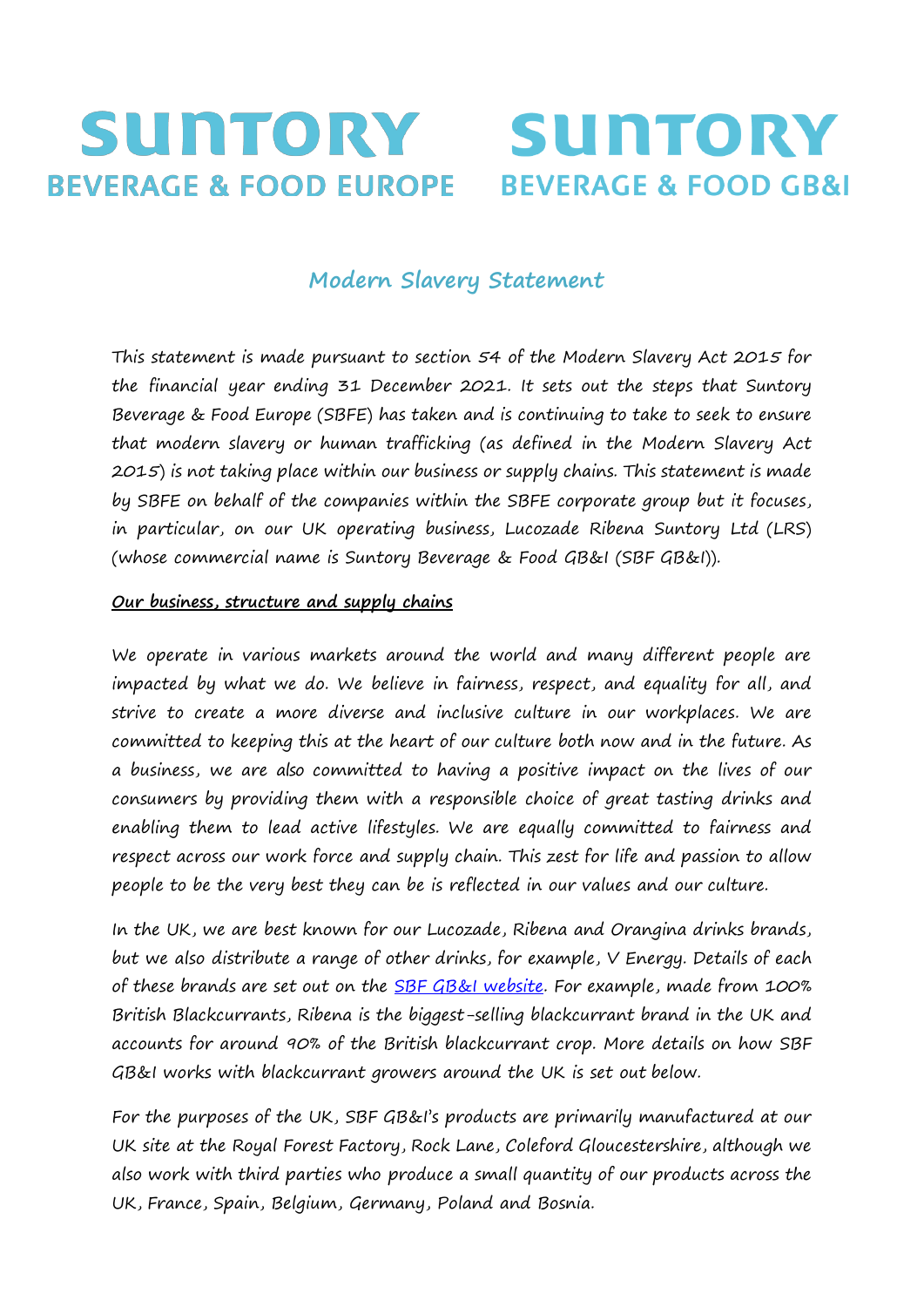SUNTORY BEVERAGE & FOOD EUROPE

SUNTORY BEVERAGE & FOOD GB&I

# Modern Slavery Statement

This statement is made pursuant to section 54 of the Modern Slavery Act 2015 for the financial year ending 31 December 2021. It sets out the steps that Suntory Beverage & Food Europe (SBFE) has taken and is continuing to take to seek to ensure that modern slavery or human trafficking (as defined in the Modern Slavery Act 2015) is not taking place within our business or supply chains. This statement is made by SBFE on behalf of the companies within the SBFE corporate group but it focuses, in particular, on our UK operating business, Lucozade Ribena Suntory Ltd (LRS) (whose commercial name is Suntory Beverage & Food GB&I (SBF GB&I)).

## Our business, structure and supply chains

We operate in various markets around the world and many different people are impacted by what we do. We believe in fairness, respect, and equality for all, and strive to create a more diverse and inclusive culture in our workplaces. We are committed to keeping this at the heart of our culture both now and in the future. As a business, we are also committed to having a positive impact on the lives of our consumers by providing them with a responsible choice of great tasting drinks and enabling them to lead active lifestyles. We are equally committed to fairness and respect across our work force and supply chain. This zest for life and passion to allow people to be the very best they can be is reflected in our values and our culture.

In the UK, we are best known for our Lucozade, Ribena and Orangina drinks brands, but we also distribute a range of other drinks, for example, V Energy. Details of each of these brands are set out on the SBF GB&I website. For example, made from 100% British Blackcurrants, Ribena is the biggest-selling blackcurrant brand in the UK and accounts for around 90% of the British blackcurrant crop. More details on how SBF GB&I works with blackcurrant growers around the UK is set out below.

For the purposes of the UK, SBF GB&I's products are primarily manufactured at our UK site at the Royal Forest Factory, Rock Lane, Coleford Gloucestershire, although we also work with third parties who produce a small quantity of our products across the UK, France, Spain, Belgium, Germany, Poland and Bosnia.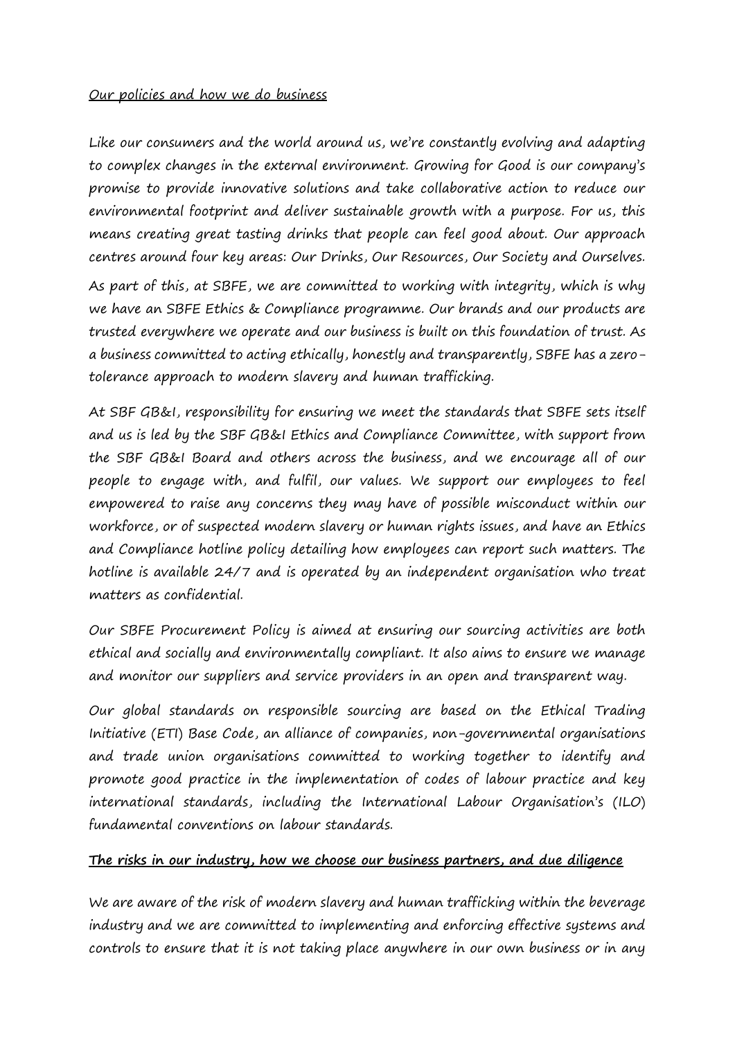Our policies and how we do business

Like our consumers and the world around us, we're constantly evolving and adapting to complex changes in the external environment. Growing for Good is our company's promise to provide innovative solutions and take collaborative action to reduce our environmental footprint and deliver sustainable growth with a purpose. For us, this means creating great tasting drinks that people can feel good about. Our approach centres around four key areas: Our Drinks, Our Resources, Our Society and Ourselves.

As part of this, at SBFE, we are committed to working with integrity, which is why we have an SBFE Ethics & Compliance programme. Our brands and our products are trusted everywhere we operate and our business is built on this foundation of trust. As a business committed to acting ethically, honestly and transparently, SBFE has a zero-tolerance approach to modern slavery and human trafficking.

At SBF GB&I, responsibility for ensuring we meet the standards that SBFE sets itself and us is led by the SBF GB&I Ethics and Compliance Committee, with support from the SBF GB&I Board and others across the business, and we encourage all of our people to engage with, and fulfil, our values. We support our employees to feel empowered to raise any concerns they may have of possible misconduct within our workforce, or of suspected modern slavery or human rights issues, and have an Ethics and Compliance hotline policy detailing how employees can report such matters. The hotline is available 24/7 and is operated by an independent organisation who treat matters as confidential.

Our SBFE Procurement Policy is aimed at ensuring our sourcing activities are both ethical and socially and environmentally compliant. It also aims to ensure we manage and monitor our suppliers and service providers in an open and transparent way.

Our global standards on responsible sourcing are based on the Ethical Trading Initiative (ETI) Base Code, an alliance of companies, non-governmental organisations and trade union organisations committed to working together to identify and promote good practice in the implementation of codes of labour practice and key international standards, including the International Labour Organisation's (ILO) fundamental conventions on labour standards.

**The risks in our industry, how we choose our business partners, and due diligence**

We are aware of the risk of modern slavery and human trafficking within the beverage industry and we are committed to implementing and enforcing effective systems and controls to ensure that it is not taking place anywhere in our own business or in any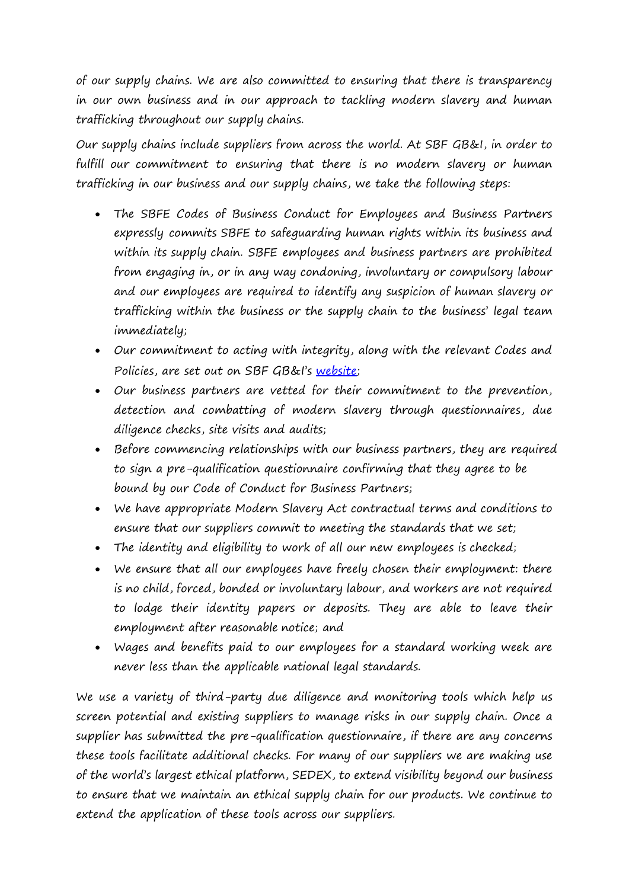of our supply chains. We are also committed to ensuring that there is transparency in our own business and in our approach to tackling modern slavery and human trafficking throughout our supply chains.

Our supply chains include suppliers from across the world. At SBF GB&I, in order to fulfill our commitment to ensuring that there is no modern slavery or human trafficking in our business and our supply chains, we take the following steps:

- The SBFE Codes of Business Conduct for Employees and Business Partners expressly commits SBFE to safeguarding human rights within its business and within its supply chain. SBFE employees and business partners are prohibited from engaging in, or in any way condoning, involuntary or compulsory labour and our employees are required to identify any suspicion of human slavery or trafficking within the business or the supply chain to the business' legal team immediately;
- Our commitment to acting with integrity, along with the relevant Codes and Policies, are set out on SBF GB&I's [website](website);
- Our business partners are vetted for their commitment to the prevention, detection and combatting of modern slavery through questionnaires, due diligence checks, site visits and audits;
- Before commencing relationships with our business partners, they are required to sign a pre-qualification questionnaire confirming that they agree to be bound by our Code of Conduct for Business Partners;
- We have appropriate Modern Slavery Act contractual terms and conditions to ensure that our suppliers commit to meeting the standards that we set;
- The identity and eligibility to work of all our new employees is checked;
- We ensure that all our employees have freely chosen their employment: there is no child, forced, bonded or involuntary labour, and workers are not required to lodge their identity papers or deposits. They are able to leave their employment after reasonable notice; and
- Wages and benefits paid to our employees for a standard working week are never less than the applicable national legal standards.

We use a variety of third-party due diligence and monitoring tools which help us screen potential and existing suppliers to manage risks in our supply chain. Once a supplier has submitted the pre-qualification questionnaire, if there are any concerns these tools facilitate additional checks. For many of our suppliers we are making use of the world's largest ethical platform, SEDEX, to extend visibility beyond our business to ensure that we maintain an ethical supply chain for our products. We continue to extend the application of these tools across our suppliers.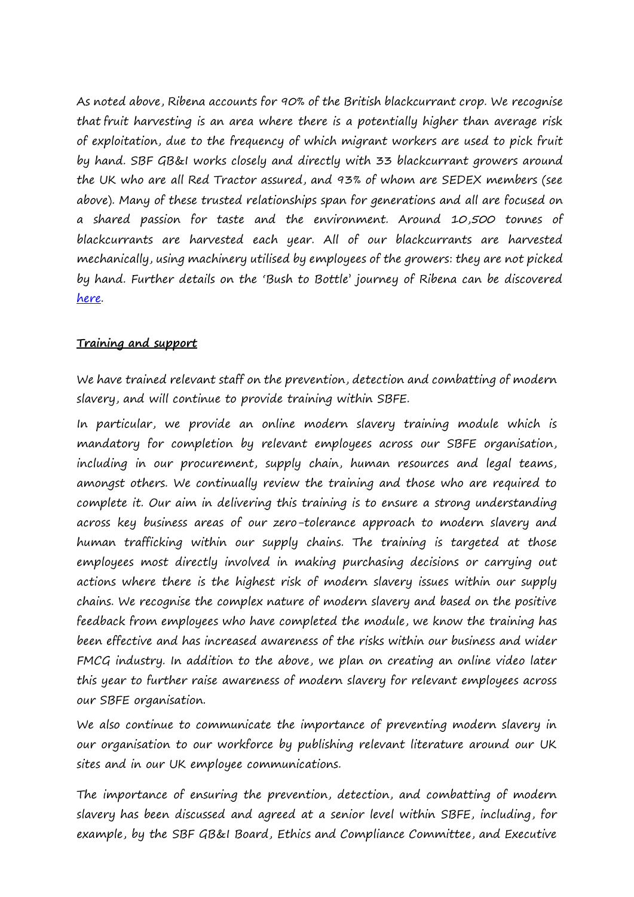As noted above, Ribena accounts for 90% of the British blackcurrant crop. We recognise that fruit harvesting is an area where there is a potentially higher than average risk of exploitation, due to the frequency of which migrant workers are used to pick fruit by hand. SBF GB&I works closely and directly with 33 blackcurrant growers around the UK who are all Red Tractor assured, and 93% of whom are SEDEX members (see above). Many of these trusted relationships span for generations and all are focused on a shared passion for taste and the environment. Around 10,500 tonnes of blackcurrants are harvested each year. All of our blackcurrants are harvested mechanically, using machinery utilised by employees of the growers: they are not picked by hand. Further details on the 'Bush to Bottle' journey of Ribena can be discovered [here](#).

**Training and support**

We have trained relevant staff on the prevention, detection and combatting of modern slavery, and will continue to provide training within SBFE.

In particular, we provide an online modern slavery training module which is mandatory for completion by relevant employees across our SBFE organisation, including in our procurement, supply chain, human resources and legal teams, amongst others. We continually review the training and those who are required to complete it. Our aim in delivering this training is to ensure a strong understanding across key business areas of our zero-tolerance approach to modern slavery and human trafficking within our supply chains. The training is targeted at those employees most directly involved in making purchasing decisions or carrying out actions where there is the highest risk of modern slavery issues within our supply chains. We recognise the complex nature of modern slavery and based on the positive feedback from employees who have completed the module, we know the training has been effective and has increased awareness of the risks within our business and wider FMCG industry. In addition to the above, we plan on creating an online video later this year to further raise awareness of modern slavery for relevant employees across our SBFE organisation.

We also continue to communicate the importance of preventing modern slavery in our organisation to our workforce by publishing relevant literature around our UK sites and in our UK employee communications.

The importance of ensuring the prevention, detection, and combatting of modern slavery has been discussed and agreed at a senior level within SBFE, including, for example, by the SBF GB&I Board, Ethics and Compliance Committee, and Executive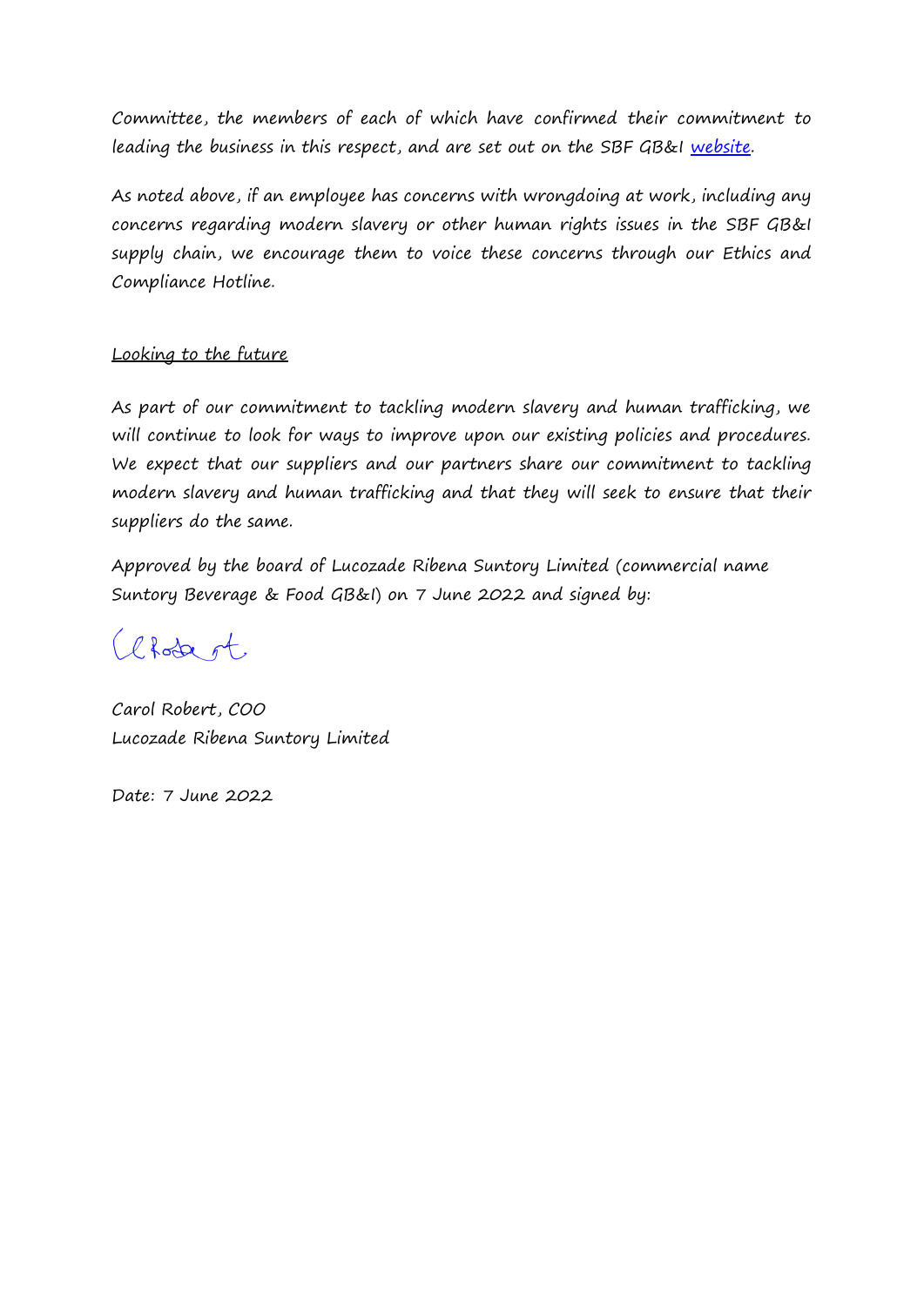Committee, the members of each of which have confirmed their commitment to leading the business in this respect, and are set out on the SBF GB&I website.

As noted above, if an employee has concerns with wrongdoing at work, including any concerns regarding modern slavery or other human rights issues in the SBF GB&I supply chain, we encourage them to voice these concerns through our Ethics and Compliance Hotline.

Looking to the future

As part of our commitment to tackling modern slavery and human trafficking, we will continue to look for ways to improve upon our existing policies and procedures. We expect that our suppliers and our partners share our commitment to tackling modern slavery and human trafficking and that they will seek to ensure that their suppliers do the same.

Approved by the board of Lucozade Ribena Suntory Limited (commercial name Suntory Beverage & Food GB&I) on 7 June 2022 and signed by:

Carol Robert, COO
Lucozade Ribena Suntory Limited

Date: 7 June 2022